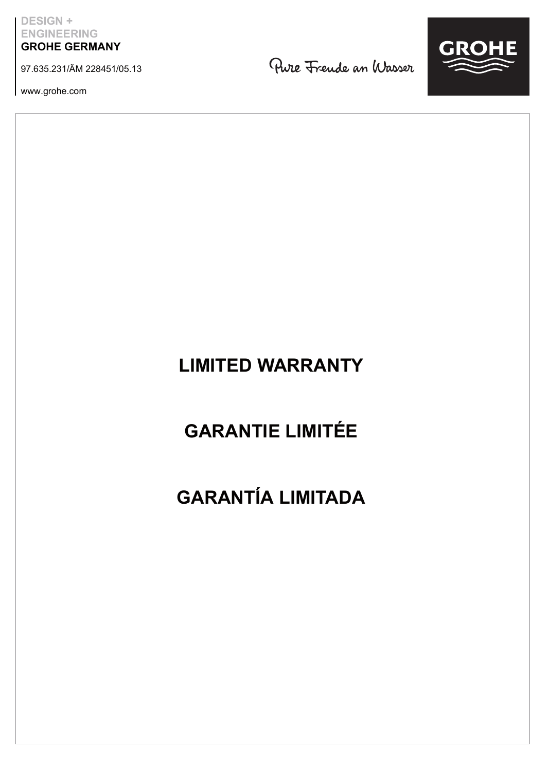DESIGN + ENGINEERING
**GROHE GERMANY**

97.635.231/ÄM 228451/05.13

www.grohe.com

Pure Freude an Wasser

GROHE

# LIMITED WARRANTY

# GARANTIE LIMITÉE

# GARANTÍA LIMITADA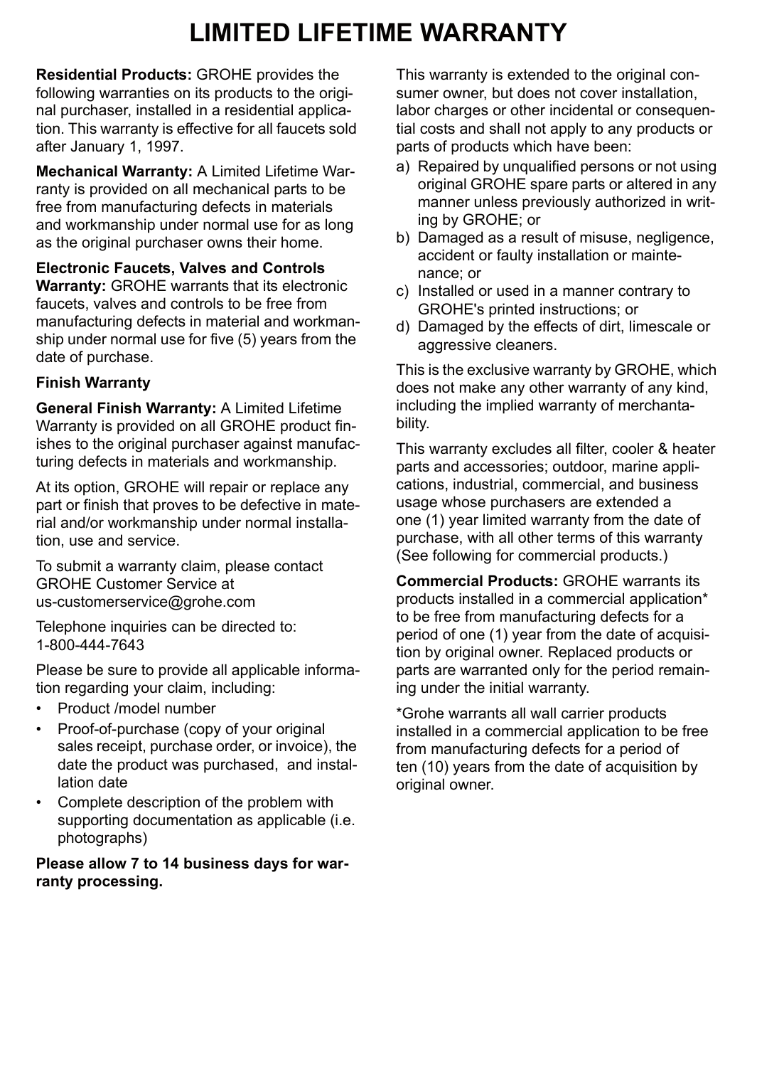# LIMITED LIFETIME WARRANTY

**Residential Products:** GROHE provides the following warranties on its products to the original purchaser, installed in a residential application. This warranty is effective for all faucets sold after January 1, 1997.

**Mechanical Warranty:** A Limited Lifetime Warranty is provided on all mechanical parts to be free from manufacturing defects in materials and workmanship under normal use for as long as the original purchaser owns their home.

**Electronic Faucets, Valves and Controls Warranty:** GROHE warrants that its electronic faucets, valves and controls to be free from manufacturing defects in material and workmanship under normal use for five (5) years from the date of purchase.

**Finish Warranty**

**General Finish Warranty:** A Limited Lifetime Warranty is provided on all GROHE product finishes to the original purchaser against manufacturing defects in materials and workmanship.

At its option, GROHE will repair or replace any part or finish that proves to be defective in material and/or workmanship under normal installation, use and service.

To submit a warranty claim, please contact GROHE Customer Service at us-customerservice@grohe.com

Telephone inquiries can be directed to: 1-800-444-7643

Please be sure to provide all applicable information regarding your claim, including:

- Product /model number
- Proof-of-purchase (copy of your original sales receipt, purchase order, or invoice), the date the product was purchased, and installation date
- Complete description of the problem with supporting documentation as applicable (i.e. photographs)

**Please allow 7 to 14 business days for warranty processing.**

This warranty is extended to the original consumer owner, but does not cover installation, labor charges or other incidental or consequential costs and shall not apply to any products or parts of products which have been:

a) Repaired by unqualified persons or not using original GROHE spare parts or altered in any manner unless previously authorized in writing by GROHE; or
b) Damaged as a result of misuse, negligence, accident or faulty installation or maintenance; or
c) Installed or used in a manner contrary to GROHE's printed instructions; or
d) Damaged by the effects of dirt, limescale or aggressive cleaners.

This is the exclusive warranty by GROHE, which does not make any other warranty of any kind, including the implied warranty of merchantability.

This warranty excludes all filter, cooler & heater parts and accessories; outdoor, marine applications, industrial, commercial, and business usage whose purchasers are extended a one (1) year limited warranty from the date of purchase, with all other terms of this warranty (See following for commercial products.)

**Commercial Products:** GROHE warrants its products installed in a commercial application* to be free from manufacturing defects for a period of one (1) year from the date of acquisition by original owner. Replaced products or parts are warranted only for the period remaining under the initial warranty.

*Grohe warrants all wall carrier products installed in a commercial application to be free from manufacturing defects for a period of ten (10) years from the date of acquisition by original owner.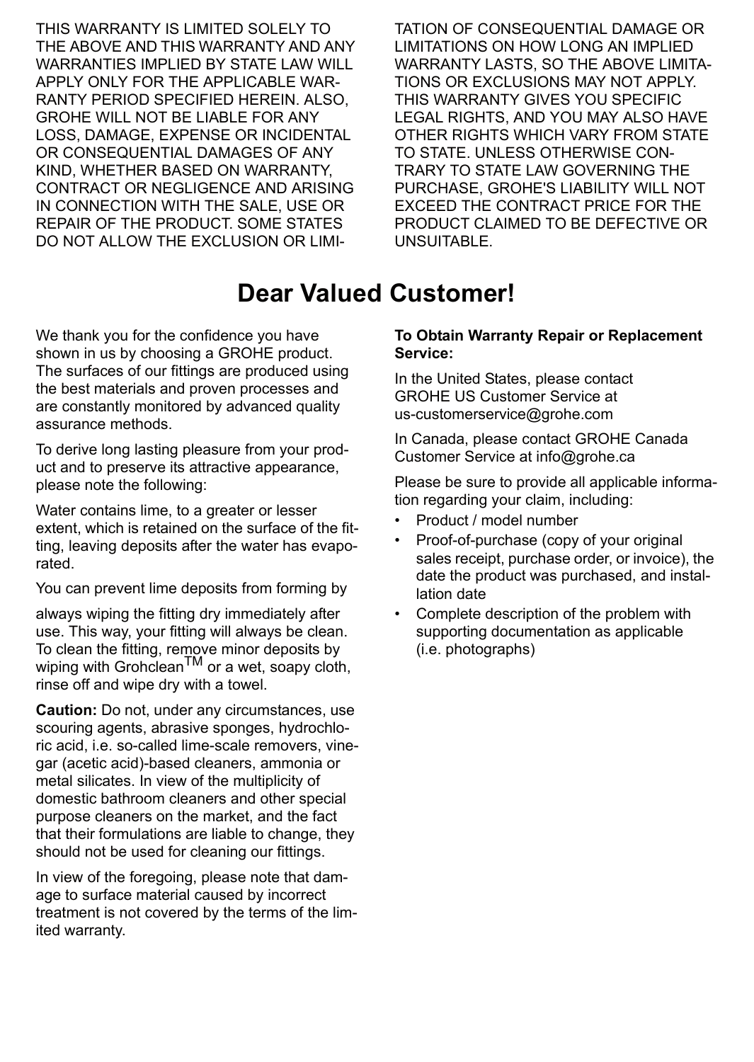THIS WARRANTY IS LIMITED SOLELY TO THE ABOVE AND THIS WARRANTY AND ANY WARRANTIES IMPLIED BY STATE LAW WILL APPLY ONLY FOR THE APPLICABLE WARRANTY PERIOD SPECIFIED HEREIN. ALSO, GROHE WILL NOT BE LIABLE FOR ANY LOSS, DAMAGE, EXPENSE OR INCIDENTAL OR CONSEQUENTIAL DAMAGES OF ANY KIND, WHETHER BASED ON WARRANTY, CONTRACT OR NEGLIGENCE AND ARISING IN CONNECTION WITH THE SALE, USE OR REPAIR OF THE PRODUCT. SOME STATES DO NOT ALLOW THE EXCLUSION OR LIMITATION OF CONSEQUENTIAL DAMAGE OR LIMITATIONS ON HOW LONG AN IMPLIED WARRANTY LASTS, SO THE ABOVE LIMITATIONS OR EXCLUSIONS MAY NOT APPLY. THIS WARRANTY GIVES YOU SPECIFIC LEGAL RIGHTS, AND YOU MAY ALSO HAVE OTHER RIGHTS WHICH VARY FROM STATE TO STATE. UNLESS OTHERWISE CONTRARY TO STATE LAW GOVERNING THE PURCHASE, GROHE'S LIABILITY WILL NOT EXCEED THE CONTRACT PRICE FOR THE PRODUCT CLAIMED TO BE DEFECTIVE OR UNSUITABLE.

# Dear Valued Customer!

We thank you for the confidence you have shown in us by choosing a GROHE product. The surfaces of our fittings are produced using the best materials and proven processes and are constantly monitored by advanced quality assurance methods.

To derive long lasting pleasure from your product and to preserve its attractive appearance, please note the following:

Water contains lime, to a greater or lesser extent, which is retained on the surface of the fitting, leaving deposits after the water has evaporated.

You can prevent lime deposits from forming by

always wiping the fitting dry immediately after use. This way, your fitting will always be clean. To clean the fitting, remove minor deposits by wiping with Grohclean™ or a wet, soapy cloth, rinse off and wipe dry with a towel.

**Caution:** Do not, under any circumstances, use scouring agents, abrasive sponges, hydrochloric acid, i.e. so-called lime-scale removers, vinegar (acetic acid)-based cleaners, ammonia or metal silicates. In view of the multiplicity of domestic bathroom cleaners and other special purpose cleaners on the market, and the fact that their formulations are liable to change, they should not be used for cleaning our fittings.

In view of the foregoing, please note that damage to surface material caused by incorrect treatment is not covered by the terms of the limited warranty.

**To Obtain Warranty Repair or Replacement Service:**

In the United States, please contact GROHE US Customer Service at us-customerservice@grohe.com

In Canada, please contact GROHE Canada Customer Service at info@grohe.ca

Please be sure to provide all applicable information regarding your claim, including:

- Product / model number
- Proof-of-purchase (copy of your original sales receipt, purchase order, or invoice), the date the product was purchased, and installation date
- Complete description of the problem with supporting documentation as applicable (i.e. photographs)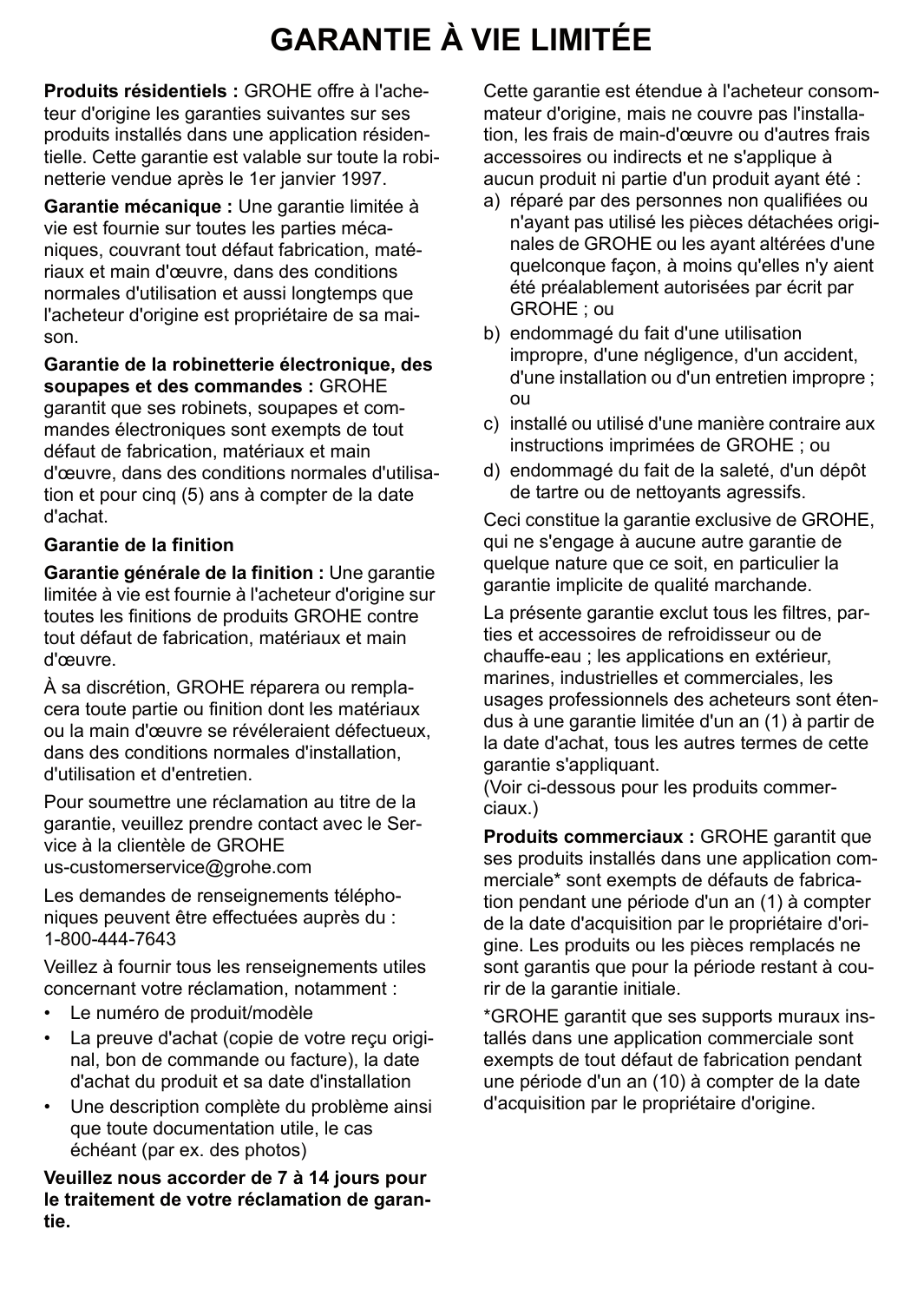# GARANTIE À VIE LIMITÉE

**Produits résidentiels :** GROHE offre à l'acheteur d'origine les garanties suivantes sur ses produits installés dans une application résidentielle. Cette garantie est valable sur toute la robinetterie vendue après le 1er janvier 1997.

**Garantie mécanique :** Une garantie limitée à vie est fournie sur toutes les parties mécaniques, couvrant tout défaut fabrication, matériaux et main d'œuvre, dans des conditions normales d'utilisation et aussi longtemps que l'acheteur d'origine est propriétaire de sa maison.

**Garantie de la robinetterie électronique, des soupapes et des commandes :** GROHE garantit que ses robinets, soupapes et commandes électroniques sont exempts de tout défaut de fabrication, matériaux et main d'œuvre, dans des conditions normales d'utilisation et pour cinq (5) ans à compter de la date d'achat.

**Garantie de la finition**

**Garantie générale de la finition :** Une garantie limitée à vie est fournie à l'acheteur d'origine sur toutes les finitions de produits GROHE contre tout défaut de fabrication, matériaux et main d'œuvre.

À sa discrétion, GROHE réparera ou remplacera toute partie ou finition dont les matériaux ou la main d'œuvre se révéleraient défectueux, dans des conditions normales d'installation, d'utilisation et d'entretien.

Pour soumettre une réclamation au titre de la garantie, veuillez prendre contact avec le Service à la clientèle de GROHE us-customerservice@grohe.com

Les demandes de renseignements téléphoniques peuvent être effectuées auprès du : 1-800-444-7643

Veillez à fournir tous les renseignements utiles concernant votre réclamation, notamment :

- Le numéro de produit/modèle
- La preuve d'achat (copie de votre reçu original, bon de commande ou facture), la date d'achat du produit et sa date d'installation
- Une description complète du problème ainsi que toute documentation utile, le cas échéant (par ex. des photos)

**Veuillez nous accorder de 7 à 14 jours pour le traitement de votre réclamation de garantie.**

Cette garantie est étendue à l'acheteur consommateur d'origine, mais ne couvre pas l'installation, les frais de main-d'œuvre ou d'autres frais accessoires ou indirects et ne s'applique à aucun produit ni partie d'un produit ayant été :

a) réparé par des personnes non qualifiées ou n'ayant pas utilisé les pièces détachées originales de GROHE ou les ayant altérées d'une quelconque façon, à moins qu'elles n'y aient été préalablement autorisées par écrit par GROHE ; ou
b) endommagé du fait d'une utilisation impropre, d'une négligence, d'un accident, d'une installation ou d'un entretien impropre ; ou
c) installé ou utilisé d'une manière contraire aux instructions imprimées de GROHE ; ou
d) endommagé du fait de la saleté, d'un dépôt de tartre ou de nettoyants agressifs.

Ceci constitue la garantie exclusive de GROHE, qui ne s'engage à aucune autre garantie de quelque nature que ce soit, en particulier la garantie implicite de qualité marchande.

La présente garantie exclut tous les filtres, parties et accessoires de refroidisseur ou de chauffe-eau ; les applications en extérieur, marines, industrielles et commerciales, les usages professionnels des acheteurs sont étendus à une garantie limitée d'un an (1) à partir de la date d'achat, tous les autres termes de cette garantie s'appliquant.
(Voir ci-dessous pour les produits commerciaux.)

**Produits commerciaux :** GROHE garantit que ses produits installés dans une application commerciale* sont exempts de défauts de fabrication pendant une période d'un an (1) à compter de la date d'acquisition par le propriétaire d'origine. Les produits ou les pièces remplacés ne sont garantis que pour la période restant à courir de la garantie initiale.

*GROHE garantit que ses supports muraux installés dans une application commerciale sont exempts de tout défaut de fabrication pendant une période d'un an (10) à compter de la date d'acquisition par le propriétaire d'origine.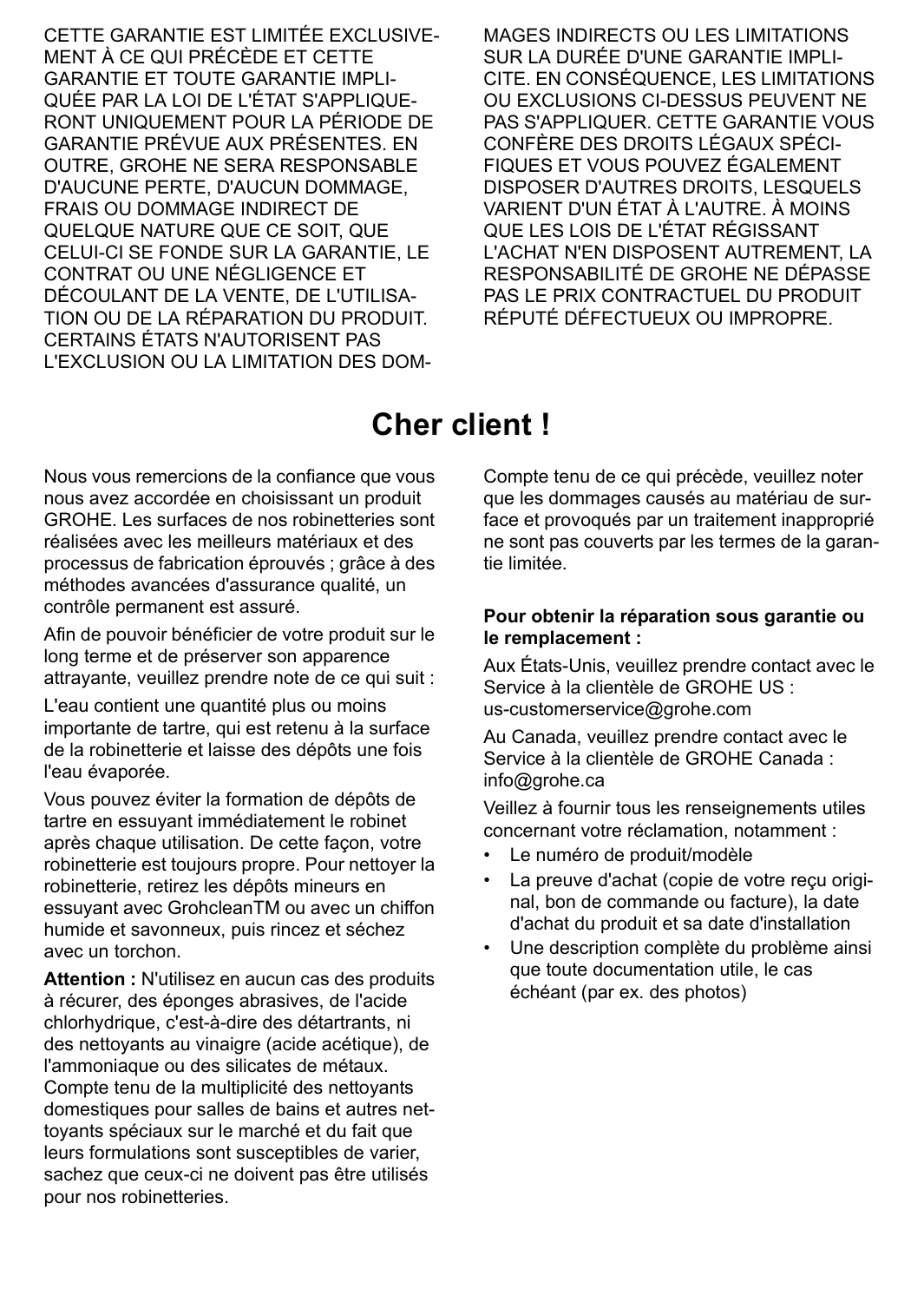CETTE GARANTIE EST LIMITÉE EXCLUSIVEMENT À CE QUI PRÉCÈDE ET CETTE GARANTIE ET TOUTE GARANTIE IMPLIQUÉE PAR LA LOI DE L'ÉTAT S'APPLIQUERONT UNIQUEMENT POUR LA PÉRIODE DE GARANTIE PRÉVUE AUX PRÉSENTES. EN OUTRE, GROHE NE SERA RESPONSABLE D'AUCUNE PERTE, D'AUCUN DOMMAGE, FRAIS OU DOMMAGE INDIRECT DE QUELQUE NATURE QUE CE SOIT, QUE CELUI-CI SE FONDE SUR LA GARANTIE, LE CONTRAT OU UNE NÉGLIGENCE ET DÉCOULANT DE LA VENTE, DE L'UTILISATION OU DE LA RÉPARATION DU PRODUIT. CERTAINS ÉTATS N'AUTORISENT PAS L'EXCLUSION OU LA LIMITATION DES DOMMAGES INDIRECTS OU LES LIMITATIONS SUR LA DURÉE D'UNE GARANTIE IMPLICITE. EN CONSÉQUENCE, LES LIMITATIONS OU EXCLUSIONS CI-DESSUS PEUVENT NE PAS S'APPLIQUER. CETTE GARANTIE VOUS CONFÈRE DES DROITS LÉGAUX SPÉCIFIQUES ET VOUS POUVEZ ÉGALEMENT DISPOSER D'AUTRES DROITS, LESQUELS VARIENT D'UN ÉTAT À L'AUTRE. À MOINS QUE LES LOIS DE L'ÉTAT RÉGISSANT L'ACHAT N'EN DISPOSENT AUTREMENT, LA RESPONSABILITÉ DE GROHE NE DÉPASSE PAS LE PRIX CONTRACTUEL DU PRODUIT RÉPUTÉ DÉFECTUEUX OU IMPROPRE.

# Cher client !

Nous vous remercions de la confiance que vous nous avez accordée en choisissant un produit GROHE. Les surfaces de nos robinetteries sont réalisées avec les meilleurs matériaux et des processus de fabrication éprouvés ; grâce à des méthodes avancées d'assurance qualité, un contrôle permanent est assuré.

Afin de pouvoir bénéficier de votre produit sur le long terme et de préserver son apparence attrayante, veuillez prendre note de ce qui suit :

L'eau contient une quantité plus ou moins importante de tartre, qui est retenu à la surface de la robinetterie et laisse des dépôts une fois l'eau évaporée.

Vous pouvez éviter la formation de dépôts de tartre en essuyant immédiatement le robinet après chaque utilisation. De cette façon, votre robinetterie est toujours propre. Pour nettoyer la robinetterie, retirez les dépôts mineurs en essuyant avec GrohcleanTM ou avec un chiffon humide et savonneux, puis rincez et séchez avec un torchon.

**Attention :** N'utilisez en aucun cas des produits à récurer, des éponges abrasives, de l'acide chlorhydrique, c'est-à-dire des détartrants, ni des nettoyants au vinaigre (acide acétique), de l'ammoniaque ou des silicates de métaux. Compte tenu de la multiplicité des nettoyants domestiques pour salles de bains et autres nettoyants spéciaux sur le marché et du fait que leurs formulations sont susceptibles de varier, sachez que ceux-ci ne doivent pas être utilisés pour nos robinetteries.

Compte tenu de ce qui précède, veuillez noter que les dommages causés au matériau de surface et provoqués par un traitement inapproprié ne sont pas couverts par les termes de la garantie limitée.

**Pour obtenir la réparation sous garantie ou le remplacement :**

Aux États-Unis, veuillez prendre contact avec le Service à la clientèle de GROHE US :
us-customerservice@grohe.com

Au Canada, veuillez prendre contact avec le Service à la clientèle de GROHE Canada :
info@grohe.ca

Veillez à fournir tous les renseignements utiles concernant votre réclamation, notamment :

- Le numéro de produit/modèle
- La preuve d'achat (copie de votre reçu original, bon de commande ou facture), la date d'achat du produit et sa date d'installation
- Une description complète du problème ainsi que toute documentation utile, le cas échéant (par ex. des photos)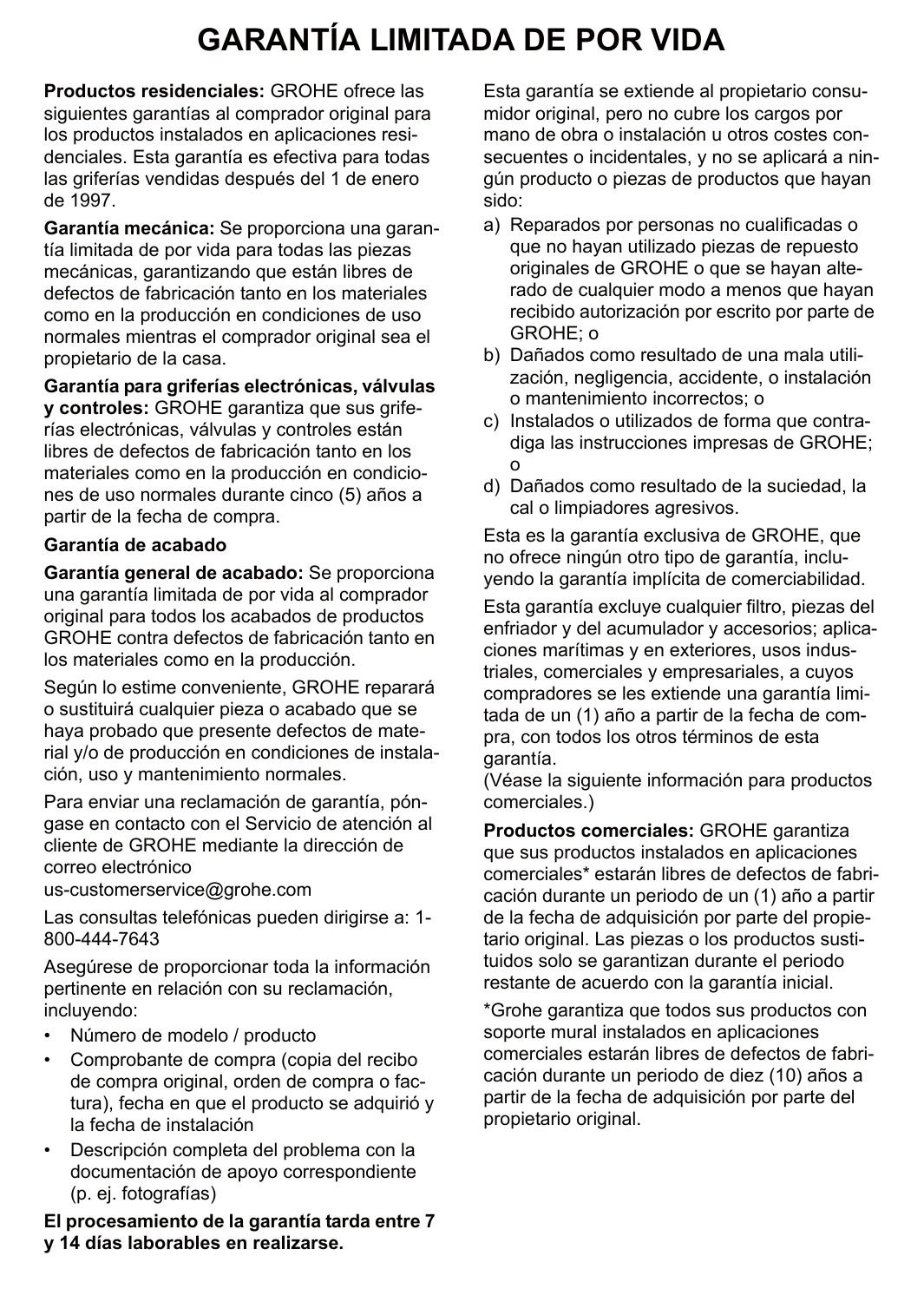# GARANTÍA LIMITADA DE POR VIDA

**Productos residenciales:** GROHE ofrece las siguientes garantías al comprador original para los productos instalados en aplicaciones residenciales. Esta garantía es efectiva para todas las griferías vendidas después del 1 de enero de 1997.

**Garantía mecánica:** Se proporciona una garantía limitada de por vida para todas las piezas mecánicas, garantizando que están libres de defectos de fabricación tanto en los materiales como en la producción en condiciones de uso normales mientras el comprador original sea el propietario de la casa.

**Garantía para griferías electrónicas, válvulas y controles:** GROHE garantiza que sus griferías electrónicas, válvulas y controles están libres de defectos de fabricación tanto en los materiales como en la producción en condiciones de uso normales durante cinco (5) años a partir de la fecha de compra.

**Garantía de acabado**

**Garantía general de acabado:** Se proporciona una garantía limitada de por vida al comprador original para todos los acabados de productos GROHE contra defectos de fabricación tanto en los materiales como en la producción.

Según lo estime conveniente, GROHE reparará o sustituirá cualquier pieza o acabado que se haya probado que presente defectos de material y/o de producción en condiciones de instalación, uso y mantenimiento normales.

Para enviar una reclamación de garantía, póngase en contacto con el Servicio de atención al cliente de GROHE mediante la dirección de correo electrónico
us-customerservice@grohe.com

Las consultas telefónicas pueden dirigirse a: 1-800-444-7643

Asegúrese de proporcionar toda la información pertinente en relación con su reclamación, incluyendo:

- Número de modelo / producto
- Comprobante de compra (copia del recibo de compra original, orden de compra o factura), fecha en que el producto se adquirió y la fecha de instalación
- Descripción completa del problema con la documentación de apoyo correspondiente (p. ej. fotografías)

**El procesamiento de la garantía tarda entre 7 y 14 días laborables en realizarse.**

Esta garantía se extiende al propietario consumidor original, pero no cubre los cargos por mano de obra o instalación u otros costes consecuentes o incidentales, y no se aplicará a ningún producto o piezas de productos que hayan sido:

a) Reparados por personas no cualificadas o que no hayan utilizado piezas de repuesto originales de GROHE o que se hayan alterado de cualquier modo a menos que hayan recibido autorización por escrito por parte de GROHE; o
b) Dañados como resultado de una mala utilización, negligencia, accidente, o instalación o mantenimiento incorrectos; o
c) Instalados o utilizados de forma que contradiga las instrucciones impresas de GROHE; o
d) Dañados como resultado de la suciedad, la cal o limpiadores agresivos.

Esta es la garantía exclusiva de GROHE, que no ofrece ningún otro tipo de garantía, incluyendo la garantía implícita de comerciabilidad.

Esta garantía excluye cualquier filtro, piezas del enfriador y del acumulador y accesorios; aplicaciones marítimas y en exteriores, usos industriales, comerciales y empresariales, a cuyos compradores se les extiende una garantía limitada de un (1) año a partir de la fecha de compra, con todos los otros términos de esta garantía.
(Véase la siguiente información para productos comerciales.)

**Productos comerciales:** GROHE garantiza que sus productos instalados en aplicaciones comerciales* estarán libres de defectos de fabricación durante un periodo de un (1) año a partir de la fecha de adquisición por parte del propietario original. Las piezas o los productos sustituidos solo se garantizan durante el periodo restante de acuerdo con la garantía inicial.

*Grohe garantiza que todos sus productos con soporte mural instalados en aplicaciones comerciales estarán libres de defectos de fabricación durante un periodo de diez (10) años a partir de la fecha de adquisición por parte del propietario original.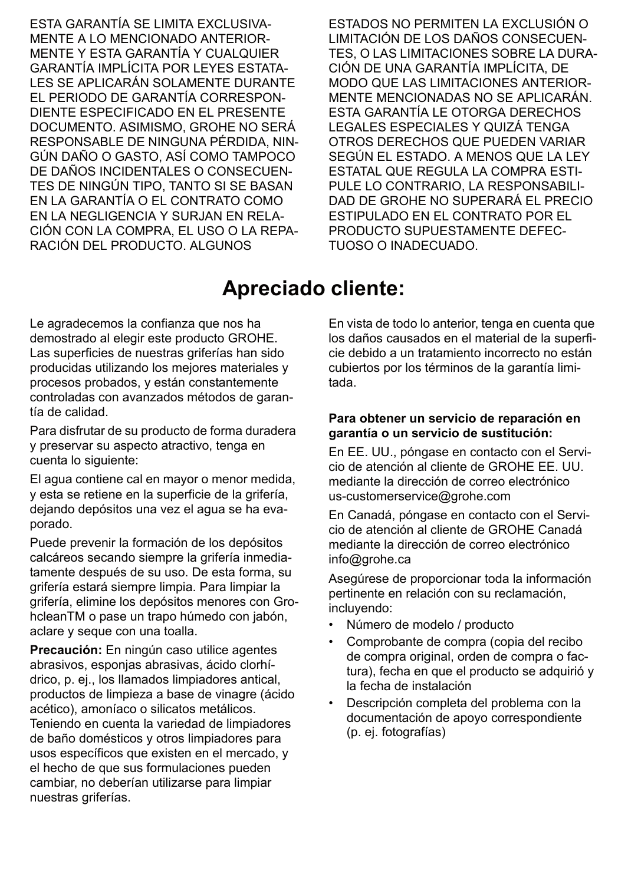ESTA GARANTÍA SE LIMITA EXCLUSIVAMENTE A LO MENCIONADO ANTERIORMENTE Y ESTA GARANTÍA Y CUALQUIER GARANTÍA IMPLÍCITA POR LEYES ESTATALES SE APLICARÁN SOLAMENTE DURANTE EL PERIODO DE GARANTÍA CORRESPONDIENTE ESPECIFICADO EN EL PRESENTE DOCUMENTO. ASIMISMO, GROHE NO SERÁ RESPONSABLE DE NINGUNA PÉRDIDA, NINGÚN DAÑO O GASTO, ASÍ COMO TAMPOCO DE DAÑOS INCIDENTALES O CONSECUENTES DE NINGÚN TIPO, TANTO SI SE BASAN EN LA GARANTÍA O EL CONTRATO COMO EN LA NEGLIGENCIA Y SURJAN EN RELACIÓN CON LA COMPRA, EL USO O LA REPARACIÓN DEL PRODUCTO. ALGUNOS ESTADOS NO PERMITEN LA EXCLUSIÓN O LIMITACIÓN DE LOS DAÑOS CONSECUENTES, O LAS LIMITACIONES SOBRE LA DURACIÓN DE UNA GARANTÍA IMPLÍCITA, DE MODO QUE LAS LIMITACIONES ANTERIORMENTE MENCIONADAS NO SE APLICARÁN. ESTA GARANTÍA LE OTORGA DERECHOS LEGALES ESPECIALES Y QUIZÁ TENGA OTROS DERECHOS QUE PUEDEN VARIAR SEGÚN EL ESTADO. A MENOS QUE LA LEY ESTATAL QUE REGULA LA COMPRA ESTIPULE LO CONTRARIO, LA RESPONSABILIDAD DE GROHE NO SUPERARÁ EL PRECIO ESTIPULADO EN EL CONTRATO POR EL PRODUCTO SUPUESTAMENTE DEFECTUOSO O INADECUADO.

# Apreciado cliente:

Le agradecemos la confianza que nos ha demostrado al elegir este producto GROHE. Las superficies de nuestras griferías han sido producidas utilizando los mejores materiales y procesos probados, y están constantemente controladas con avanzados métodos de garantía de calidad.

Para disfrutar de su producto de forma duradera y preservar su aspecto atractivo, tenga en cuenta lo siguiente:

El agua contiene cal en mayor o menor medida, y esta se retiene en la superficie de la grifería, dejando depósitos una vez el agua se ha evaporado.

Puede prevenir la formación de los depósitos calcáreos secando siempre la grifería inmediatamente después de su uso. De esta forma, su grifería estará siempre limpia. Para limpiar la grifería, elimine los depósitos menores con GrohcleanTM o pase un trapo húmedo con jabón, aclare y seque con una toalla.

**Precaución:** En ningún caso utilice agentes abrasivos, esponjas abrasivas, ácido clorhídrico, p. ej., los llamados limpiadores antical, productos de limpieza a base de vinagre (ácido acético), amoníaco o silicatos metálicos. Teniendo en cuenta la variedad de limpiadores de baño domésticos y otros limpiadores para usos específicos que existen en el mercado, y el hecho de que sus formulaciones pueden cambiar, no deberían utilizarse para limpiar nuestras griferías.

En vista de todo lo anterior, tenga en cuenta que los daños causados en el material de la superficie debido a un tratamiento incorrecto no están cubiertos por los términos de la garantía limitada.

**Para obtener un servicio de reparación en garantía o un servicio de sustitución:**

En EE. UU., póngase en contacto con el Servicio de atención al cliente de GROHE EE. UU. mediante la dirección de correo electrónico us-customerservice@grohe.com

En Canadá, póngase en contacto con el Servicio de atención al cliente de GROHE Canadá mediante la dirección de correo electrónico info@grohe.ca

Asegúrese de proporcionar toda la información pertinente en relación con su reclamación, incluyendo:

- Número de modelo / producto
- Comprobante de compra (copia del recibo de compra original, orden de compra o factura), fecha en que el producto se adquirió y la fecha de instalación
- Descripción completa del problema con la documentación de apoyo correspondiente (p. ej. fotografías)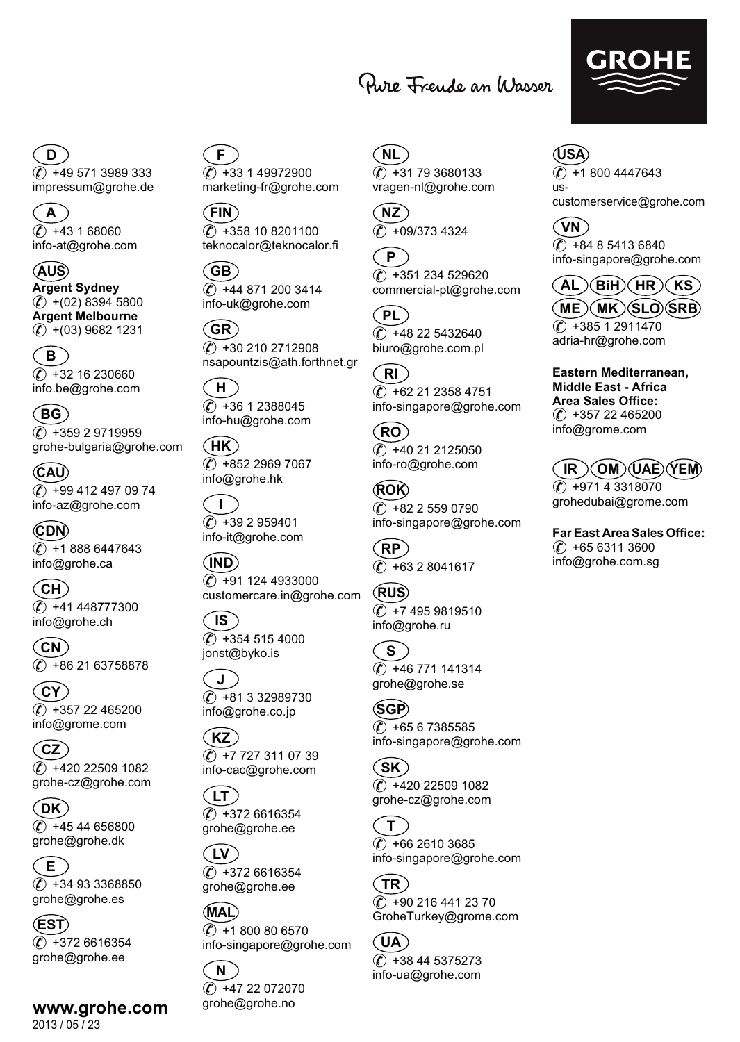Pure Freude an Wasser

GROHE

**D**
✆ +49 571 3989 333
impressum@grohe.de

**A**
✆ +43 1 68060
info-at@grohe.com

**AUS**
**Argent Sydney**
✆ +(02) 8394 5800
**Argent Melbourne**
✆ +(03) 9682 1231

**B**
✆ +32 16 230660
info.be@grohe.com

**BG**
✆ +359 2 9719959
grohe-bulgaria@grohe.com

**CAU**
✆ +99 412 497 09 74
info-az@grohe.com

**CDN**
✆ +1 888 6447643
info@grohe.ca

**CH**
✆ +41 448777300
info@grohe.ch

**CN**
✆ +86 21 63758878

**CY**
✆ +357 22 465200
info@grome.com

**CZ**
✆ +420 22509 1082
grohe-cz@grohe.com

**DK**
✆ +45 44 656800
grohe@grohe.dk

**E**
✆ +34 93 3368850
grohe@grohe.es

**EST**
✆ +372 6616354
grohe@grohe.ee

**F**
✆ +33 1 49972900
marketing-fr@grohe.com

**FIN**
✆ +358 10 8201100
teknocalor@teknocalor.fi

**GB**
✆ +44 871 200 3414
info-uk@grohe.com

**GR**
✆ +30 210 2712908
nsapountzis@ath.forthnet.gr

**H**
✆ +36 1 2388045
info-hu@grohe.com

**HK**
✆ +852 2969 7067
info@grohe.hk

**I**
✆ +39 2 959401
info-it@grohe.com

**IND**
✆ +91 124 4933000
customercare.in@grohe.com

**IS**
✆ +354 515 4000
jonst@byko.is

**J**
✆ +81 3 32989730
info@grohe.co.jp

**KZ**
✆ +7 727 311 07 39
info-cac@grohe.com

**LT**
✆ +372 6616354
grohe@grohe.ee

**LV**
✆ +372 6616354
grohe@grohe.ee

**MAL**
✆ +1 800 80 6570
info-singapore@grohe.com

**N**
✆ +47 22 072070
grohe@grohe.no

**NL**
✆ +31 79 3680133
vragen-nl@grohe.com

**NZ**
✆ +09/373 4324

**P**
✆ +351 234 529620
commercial-pt@grohe.com

**PL**
✆ +48 22 5432640
biuro@grohe.com.pl

**RI**
✆ +62 21 2358 4751
info-singapore@grohe.com

**RO**
✆ +40 21 2125050
info-ro@grohe.com

**ROK**
✆ +82 2 559 0790
info-singapore@grohe.com

**RP**
✆ +63 2 8041617

**RUS**
✆ +7 495 9819510
info@grohe.ru

**S**
✆ +46 771 141314
grohe@grohe.se

**SGP**
✆ +65 6 7385585
info-singapore@grohe.com

**SK**
✆ +420 22509 1082
grohe-cz@grohe.com

**T**
✆ +66 2610 3685
info-singapore@grohe.com

**TR**
✆ +90 216 441 23 70
GroheTurkey@grome.com

**UA**
✆ +38 44 5375273
info-ua@grohe.com

**USA**
✆ +1 800 4447643
us-customerservice@grohe.com

**VN**
✆ +84 8 5413 6840
info-singapore@grohe.com

**AL BiH HR KS ME MK SLO SRB**
✆ +385 1 2911470
adria-hr@grohe.com

**Eastern Mediterranean, Middle East - Africa Area Sales Office:**
✆ +357 22 465200
info@grome.com

**IR OM UAE YEM**
✆ +971 4 3318070
grohedubai@grome.com

**Far East Area Sales Office:**
✆ +65 6311 3600
info@grohe.com.sg

**www.grohe.com**
2013 / 05 / 23